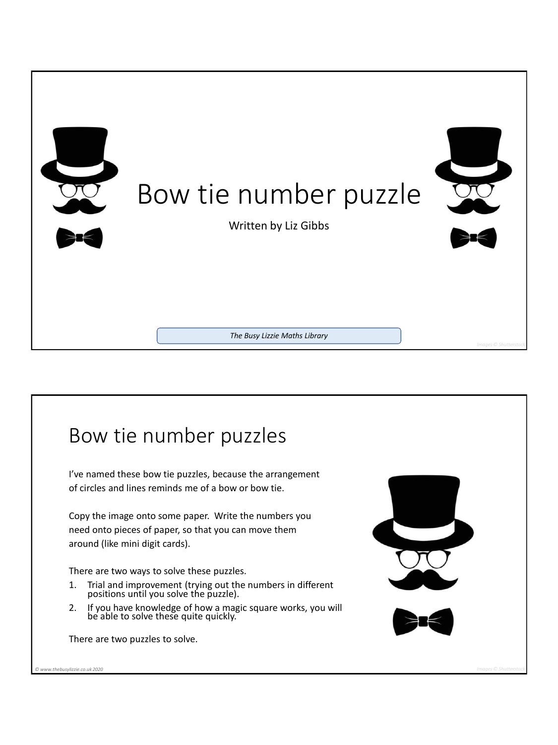# Bow tie number puzzle

Written by Liz Gibbs

*The Busy Lizzie Maths Library*

## Bow tie number puzzles

I've named these bow tie puzzles, because the arrangement of circles and lines reminds me of a bow or bow tie.

Copy the image onto some paper. Write the numbers you need onto pieces of paper, so that you can move them around (like mini digit cards).

There are two ways to solve these puzzles.

1. Trial and improvement (trying out the numbers in different positions until you solve the puzzle).
2. If you have knowledge of how a magic square works, you will be able to solve these quite quickly.

There are two puzzles to solve.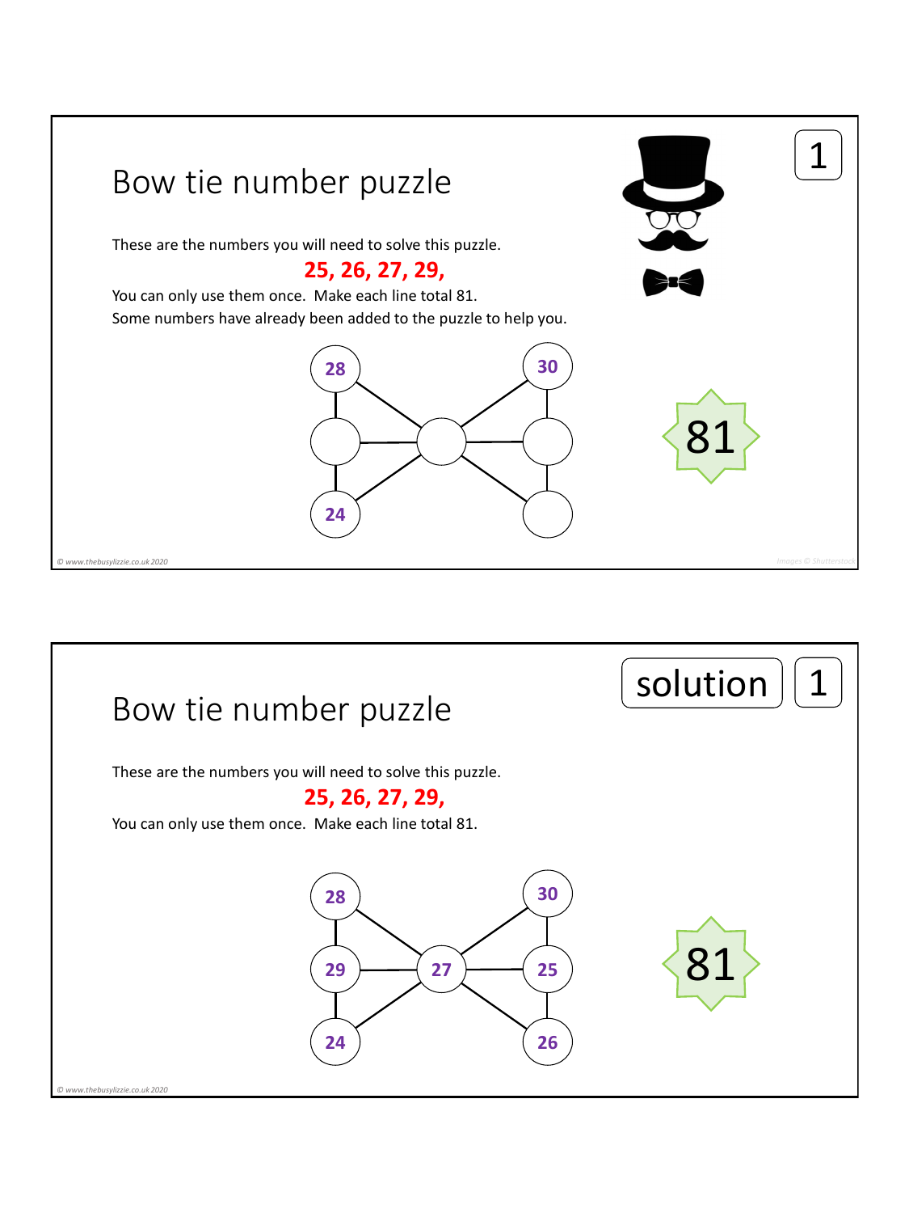# Bow tie number puzzle

1

These are the numbers you will need to solve this puzzle.

**25, 26, 27, 29,**

You can only use them once. Make each line total 81.

Some numbers have already been added to the puzzle to help you.

28, 30, 24

81

© www.thebusylizzie.co.uk 2020

Images © Shutterstock

---

# Bow tie number puzzle

solution 1

These are the numbers you will need to solve this puzzle.

**25, 26, 27, 29,**

You can only use them once. Make each line total 81.

28, 30, 29, 27, 25, 24, 26

81

© www.thebusylizzie.co.uk 2020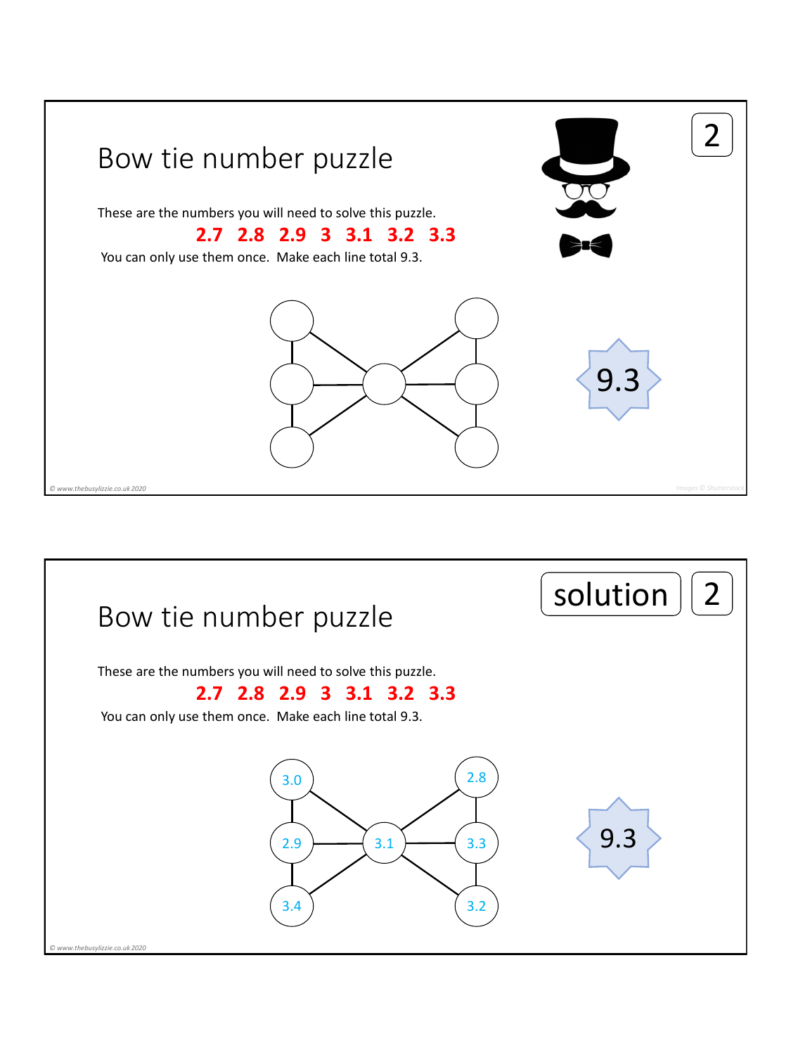2

# Bow tie number puzzle

These are the numbers you will need to solve this puzzle.

**2.7 2.8 2.9 3 3.1 3.2 3.3**

You can only use them once. Make each line total 9.3.

9.3

© www.thebusylizzie.co.uk 2020

Images © Shutterstock

solution 2

# Bow tie number puzzle

These are the numbers you will need to solve this puzzle.

**2.7 2.8 2.9 3 3.1 3.2 3.3**

You can only use them once. Make each line total 9.3.

3.0

2.8

2.9

3.1

3.3

3.4

3.2

9.3

© www.thebusylizzie.co.uk 2020